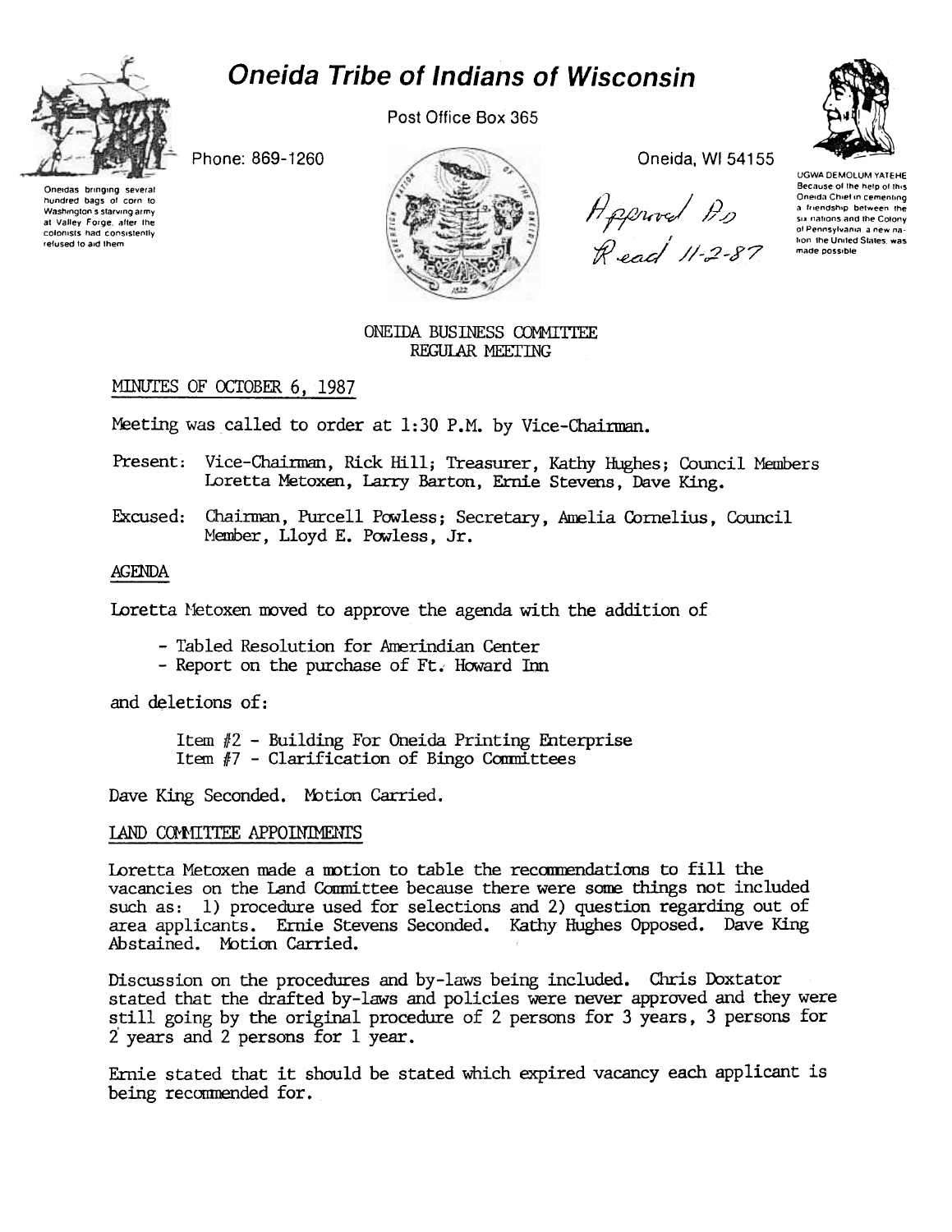# Oneida Tribe of Indians of Wisconsin

Post Office Box 365

Phone: 869-1260

Oneida, WI 54155

Oneidas bringing several hundred bags of corn to Washington's starving army at Valley Forge, after the colonists had consistently refused to aid them

UGWA DEMOLUM YATEHE Because of the help of this Oneida Chief in cementing a friendship between the six nations and the Colony of Pennsylvania, a new nation, the United States, was made possible

Approved As Read 11-2-87

ONEIDA BUSINESS COMMITTEE
REGULAR MEETING

MINUTES OF OCTOBER 6, 1987

Meeting was called to order at 1:30 P.M. by Vice-Chairman.

Present: Vice-Chairman, Rick Hill; Treasurer, Kathy Hughes; Council Members Loretta Metoxen, Larry Barton, Ernie Stevens, Dave King.

Excused: Chairman, Purcell Powless; Secretary, Amelia Cornelius, Council Member, Lloyd E. Powless, Jr.

AGENDA

Loretta Metoxen moved to approve the agenda with the addition of

- Tabled Resolution for Amerindian Center
- Report on the purchase of Ft. Howard Inn

and deletions of:

Item #2 - Building For Oneida Printing Enterprise
Item #7 - Clarification of Bingo Committees

Dave King Seconded. Motion Carried.

LAND COMMITTEE APPOINTMENTS

Loretta Metoxen made a motion to table the recommendations to fill the vacancies on the Land Committee because there were some things not included such as: 1) procedure used for selections and 2) question regarding out of area applicants. Ernie Stevens Seconded. Kathy Hughes Opposed. Dave King Abstained. Motion Carried.

Discussion on the procedures and by-laws being included. Chris Doxtator stated that the drafted by-laws and policies were never approved and they were still going by the original procedure of 2 persons for 3 years, 3 persons for 2 years and 2 persons for 1 year.

Ernie stated that it should be stated which expired vacancy each applicant is being recommended for.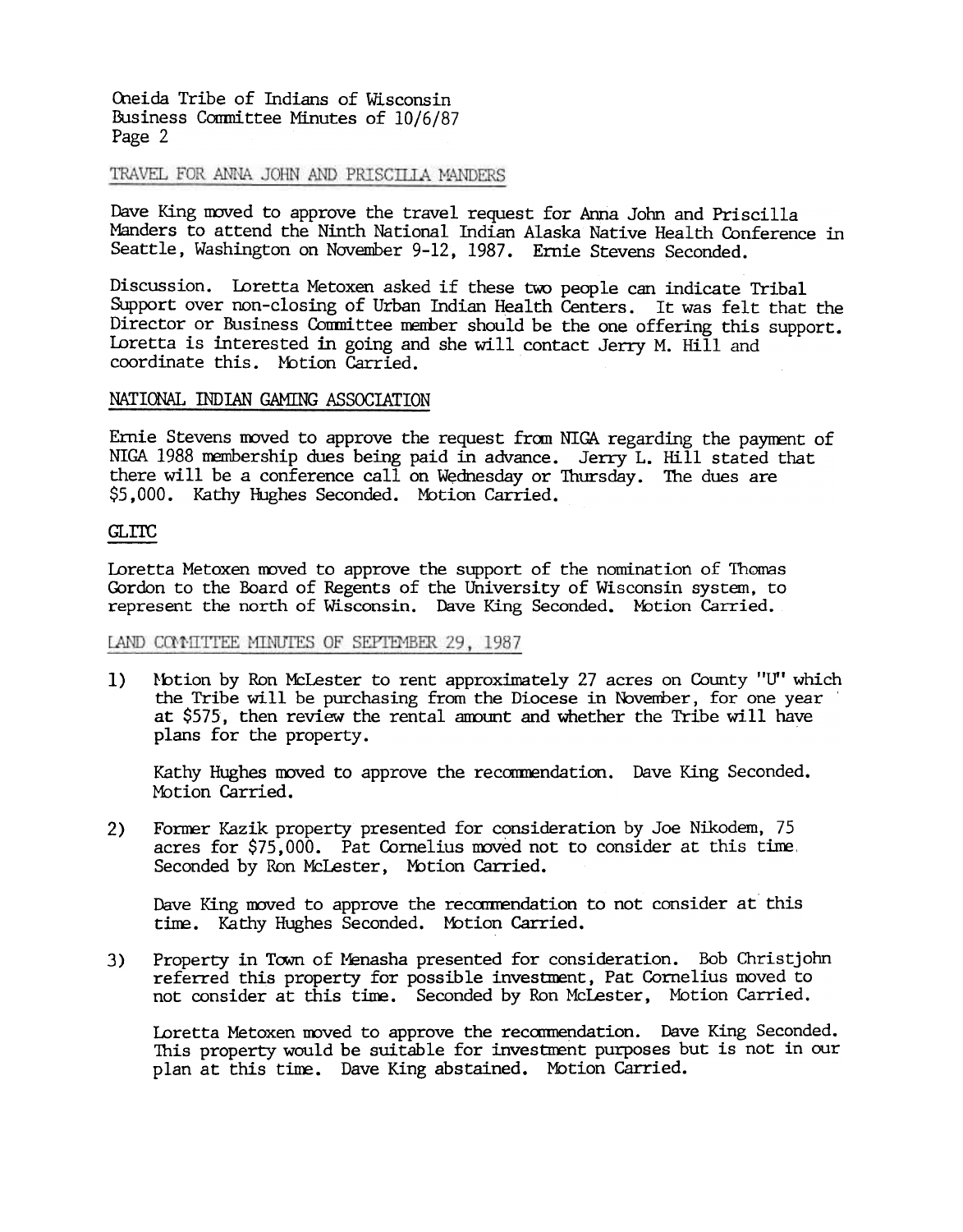## TRAVEL FOR ANNA JOHN AND PRISCILLA MANDERS

Dave King moved to approve the travel request for Anna John and Priscilla Manders to attend the Ninth National Indian Alaska Native Health Conference in Seattle, Washington on November 9-12, 1987. Ernie Stevens Seconded.

Discussion. Loretta Metoxen asked if these two people can indicate Tribal Support over non-closing of Urban Indian Health Centers. It was felt that the Director or Business Committee member should be the one offering this support. Loretta is interested in going and she will contact Jerry M. Hill and coordinate this. Motion Carried.

## NATIONAL INDIAN GAMING ASSOCIATION

Ernie Stevens moved to approve the request from NIGA regarding the payment of NIGA 1988 membership dues being paid in advance. Jerry L. Hill stated that there will be a conference call on Wednesday or Thursday. The dues are $5,000. Kathy Hughes Seconded. Motion Carried.

## GLITC

Loretta Metoxen moved to approve the support of the nomination of Thomas Gordon to the Board of Regents of the University of Wisconsin system, to represent the north of Wisconsin. Dave King Seconded. Motion Carried.

## LAND COMMITTEE MINUTES OF SEPTEMBER 29, 1987

1) Motion by Ron McLester to rent approximately 27 acres on County "U" which the Tribe will be purchasing from the Diocese in November, for one year at $575, then review the rental amount and whether the Tribe will have plans for the property.

   Kathy Hughes moved to approve the recommendation. Dave King Seconded. Motion Carried.

2) Former Kazik property presented for consideration by Joe Nikodem, 75 acres for $75,000. Pat Cornelius moved not to consider at this time. Seconded by Ron McLester, Motion Carried.

   Dave King moved to approve the recommendation to not consider at this time. Kathy Hughes Seconded. Motion Carried.

3) Property in Town of Menasha presented for consideration. Bob Christjohn referred this property for possible investment, Pat Cornelius moved to not consider at this time. Seconded by Ron McLester, Motion Carried.

   Loretta Metoxen moved to approve the recommendation. Dave King Seconded. This property would be suitable for investment purposes but is not in our plan at this time. Dave King abstained. Motion Carried.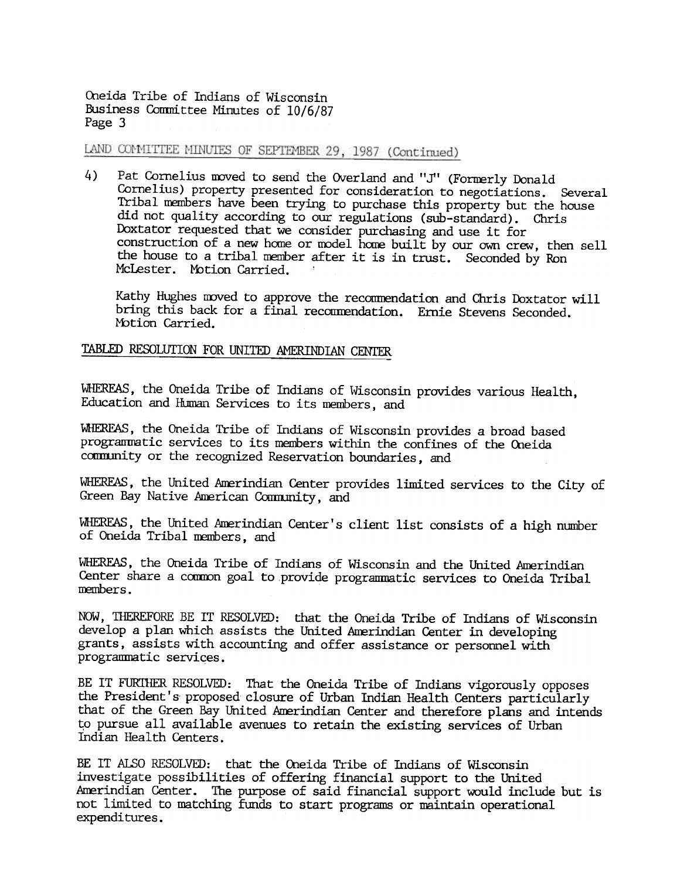LAND COMMITTEE MINUTES OF SEPTEMBER 29, 1987 (Continued)

4) Pat Cornelius moved to send the Overland and "J" (Formerly Donald Cornelius) property presented for consideration to negotiations. Several Tribal members have been trying to purchase this property but the house did not quality according to our regulations (sub-standard). Chris Doxtator requested that we consider purchasing and use it for construction of a new home or model home built by our own crew, then sell the house to a tribal member after it is in trust. Seconded by Ron McLester. Motion Carried.

   Kathy Hughes moved to approve the recommendation and Chris Doxtator will bring this back for a final recommendation. Ernie Stevens Seconded. Motion Carried.

TABLED RESOLUTION FOR UNITED AMERINDIAN CENTER

WHEREAS, the Oneida Tribe of Indians of Wisconsin provides various Health, Education and Human Services to its members, and

WHEREAS, the Oneida Tribe of Indians of Wisconsin provides a broad based programmatic services to its members within the confines of the Oneida community or the recognized Reservation boundaries, and

WHEREAS, the United Amerindian Center provides limited services to the City of Green Bay Native American Community, and

WHEREAS, the United Amerindian Center's client list consists of a high number of Oneida Tribal members, and

WHEREAS, the Oneida Tribe of Indians of Wisconsin and the United Amerindian Center share a common goal to provide programmatic services to Oneida Tribal members.

NOW, THEREFORE BE IT RESOLVED: that the Oneida Tribe of Indians of Wisconsin develop a plan which assists the United Amerindian Center in developing grants, assists with accounting and offer assistance or personnel with programmatic services.

BE IT FURTHER RESOLVED: That the Oneida Tribe of Indians vigorously opposes the President's proposed closure of Urban Indian Health Centers particularly that of the Green Bay United Amerindian Center and therefore plans and intends to pursue all available avenues to retain the existing services of Urban Indian Health Centers.

BE IT ALSO RESOLVED: that the Oneida Tribe of Indians of Wisconsin investigate possibilities of offering financial support to the United Amerindian Center. The purpose of said financial support would include but is not limited to matching funds to start programs or maintain operational expenditures.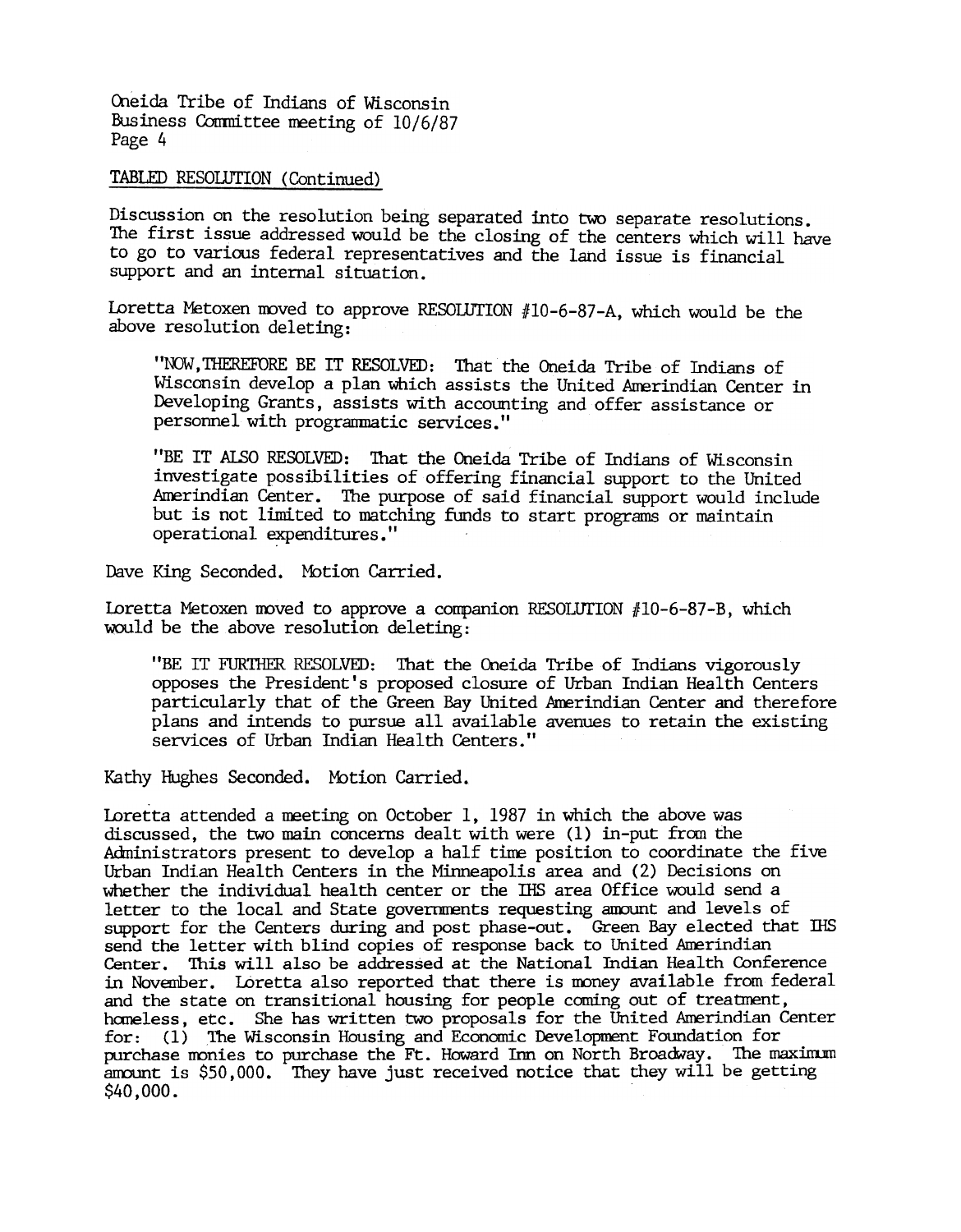TABLED RESOLUTION (Continued)

Discussion on the resolution being separated into two separate resolutions. The first issue addressed would be the closing of the centers which will have to go to various federal representatives and the land issue is financial support and an internal situation.

Loretta Metoxen moved to approve RESOLUTION #10-6-87-A, which would be the above resolution deleting:

> "NOW,THEREFORE BE IT RESOLVED: That the Oneida Tribe of Indians of Wisconsin develop a plan which assists the United Amerindian Center in Developing Grants, assists with accounting and offer assistance or personnel with programmatic services."
>
> "BE IT ALSO RESOLVED: That the Oneida Tribe of Indians of Wisconsin investigate possibilities of offering financial support to the United Amerindian Center. The purpose of said financial support would include but is not limited to matching funds to start programs or maintain operational expenditures."

Dave King Seconded. Motion Carried.

Loretta Metoxen moved to approve a companion RESOLUTION #10-6-87-B, which would be the above resolution deleting:

> "BE IT FURTHER RESOLVED: That the Oneida Tribe of Indians vigorously opposes the President's proposed closure of Urban Indian Health Centers particularly that of the Green Bay United Amerindian Center and therefore plans and intends to pursue all available avenues to retain the existing services of Urban Indian Health Centers."

Kathy Hughes Seconded. Motion Carried.

Loretta attended a meeting on October 1, 1987 in which the above was discussed, the two main concerns dealt with were (1) in-put from the Administrators present to develop a half time position to coordinate the five Urban Indian Health Centers in the Minneapolis area and (2) Decisions on whether the individual health center or the IHS area Office would send a letter to the local and State governments requesting amount and levels of support for the Centers during and post phase-out. Green Bay elected that IHS send the letter with blind copies of response back to United Amerindian Center. This will also be addressed at the National Indian Health Conference in November. Loretta also reported that there is money available from federal and the state on transitional housing for people coming out of treatment, homeless, etc. She has written two proposals for the United Amerindian Center for: (1) The Wisconsin Housing and Economic Development Foundation for purchase monies to purchase the Ft. Howard Inn on North Broadway. The maximum amount is $50,000. They have just received notice that they will be getting $40,000.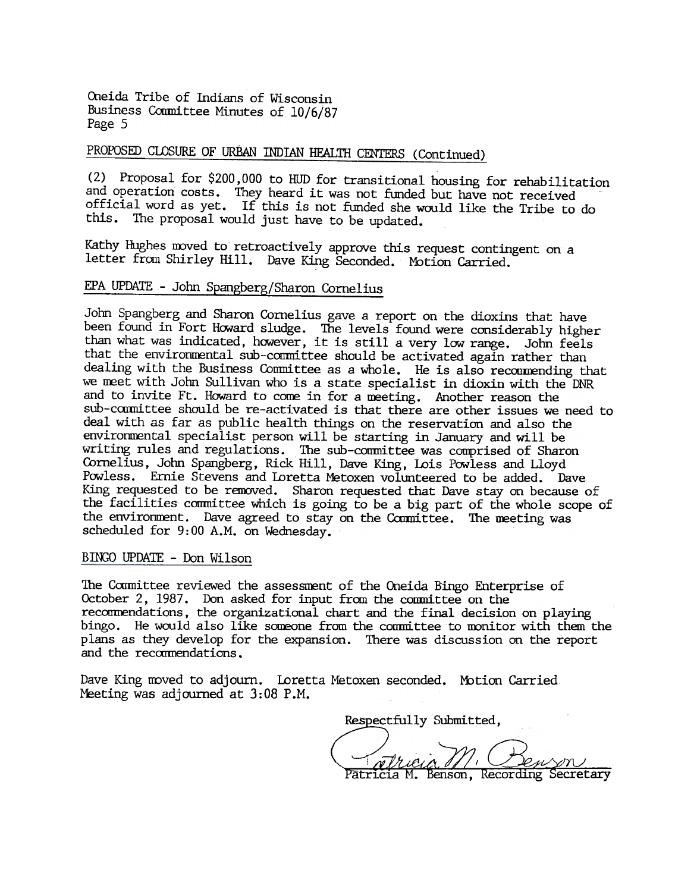Oneida Tribe of Indians of Wisconsin
Business Committee Minutes of 10/6/87
Page 5

PROPOSED CLOSURE OF URBAN INDIAN HEALTH CENTERS (Continued)

(2) Proposal for $200,000 to HUD for transitional housing for rehabilitation and operation costs. They heard it was not funded but have not received official word as yet. If this is not funded she would like the Tribe to do this. The proposal would just have to be updated.

Kathy Hughes moved to retroactively approve this request contingent on a letter from Shirley Hill. Dave King Seconded. Motion Carried.

EPA UPDATE - John Spangberg/Sharon Cornelius

John Spangberg and Sharon Cornelius gave a report on the dioxins that have been found in Fort Howard sludge. The levels found were considerably higher than what was indicated, however, it is still a very low range. John feels that the environmental sub-committee should be activated again rather than dealing with the Business Committee as a whole. He is also recommending that we meet with John Sullivan who is a state specialist in dioxin with the DNR and to invite Ft. Howard to come in for a meeting. Another reason the sub-committee should be re-activated is that there are other issues we need to deal with as far as public health things on the reservation and also the environmental specialist person will be starting in January and will be writing rules and regulations. The sub-committee was comprised of Sharon Cornelius, John Spangberg, Rick Hill, Dave King, Lois Powless and Lloyd Powless. Ernie Stevens and Loretta Metoxen volunteered to be added. Dave King requested to be removed. Sharon requested that Dave stay on because of the facilities committee which is going to be a big part of the whole scope of the environment. Dave agreed to stay on the Committee. The meeting was scheduled for 9:00 A.M. on Wednesday.

BINGO UPDATE - Don Wilson

The Committee reviewed the assessment of the Oneida Bingo Enterprise of October 2, 1987. Don asked for input from the committee on the recommendations, the organizational chart and the final decision on playing bingo. He would also like someone from the committee to monitor with them the plans as they develop for the expansion. There was discussion on the report and the recommendations.

Dave King moved to adjourn. Loretta Metoxen seconded. Motion Carried. Meeting was adjourned at 3:08 P.M.

Respectfully Submitted,

Patricia M. Benson

Patricia M. Benson, Recording Secretary